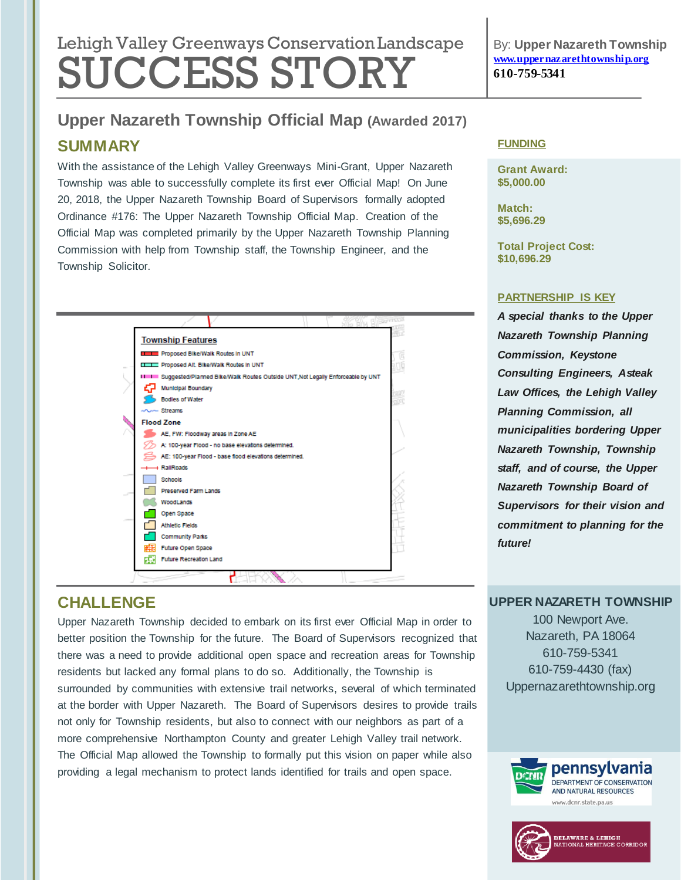Lehigh Valley Greenways Conservation Landscape

# SUCCESS STORY

By: **Upper Nazareth Township**
**www.uppernazarethtownship.org**
**610-759-5341**

## Upper Nazareth Township Official Map (Awarded 2017)

## SUMMARY

With the assistance of the Lehigh Valley Greenways Mini-Grant, Upper Nazareth Township was able to successfully complete its first ever Official Map! On June 20, 2018, the Upper Nazareth Township Board of Supervisors formally adopted Ordinance #176: The Upper Nazareth Township Official Map. Creation of the Official Map was completed primarily by the Upper Nazareth Township Planning Commission with help from Township staff, the Township Engineer, and the Township Solicitor.

**Township Features**

- Proposed Bike/Walk Routes in UNT
- Proposed Alt. Bike/Walk Routes in UNT
- Suggested/Planned Bike/Walk Routes Outside UNT, Not Legally Enforceable by UNT
- Municipal Boundary
- Bodies of Water
- Streams

**Flood Zone**

- AE, FW: Floodway areas in Zone AE
- A: 100-year Flood - no base elevations determined.
- AE: 100-year Flood - base flood elevations determined.
- RailRoads
- Schools
- Preserved Farm Lands
- WoodLands
- Open Space
- Athletic Fields
- Community Parks
- Future Open Space
- Future Recreation Land

## CHALLENGE

Upper Nazareth Township decided to embark on its first ever Official Map in order to better position the Township for the future. The Board of Supervisors recognized that there was a need to provide additional open space and recreation areas for Township residents but lacked any formal plans to do so. Additionally, the Township is surrounded by communities with extensive trail networks, several of which terminated at the border with Upper Nazareth. The Board of Supervisors desires to provide trails not only for Township residents, but also to connect with our neighbors as part of a more comprehensive Northampton County and greater Lehigh Valley trail network. The Official Map allowed the Township to formally put this vision on paper while also providing a legal mechanism to protect lands identified for trails and open space.

## FUNDING

**Grant Award:**
**$5,000.00**

**Match:**
**$5,696.29**

**Total Project Cost:**
**$10,696.29**

## PARTNERSHIP IS KEY

***A special thanks to the Upper Nazareth Township Planning Commission, Keystone Consulting Engineers, Asteak Law Offices, the Lehigh Valley Planning Commission, all municipalities bordering Upper Nazareth Township, Township staff, and of course, the Upper Nazareth Township Board of Supervisors for their vision and commitment to planning for the future!***

**UPPER NAZARETH TOWNSHIP**

100 Newport Ave.
Nazareth, PA 18064
610-759-5341
610-759-4430 (fax)
Uppernazarethtownship.org

pennsylvania
DEPARTMENT OF CONSERVATION AND NATURAL RESOURCES
www.dcnr.state.pa.us

DELAWARE & LEHIGH NATIONAL HERITAGE CORRIDOR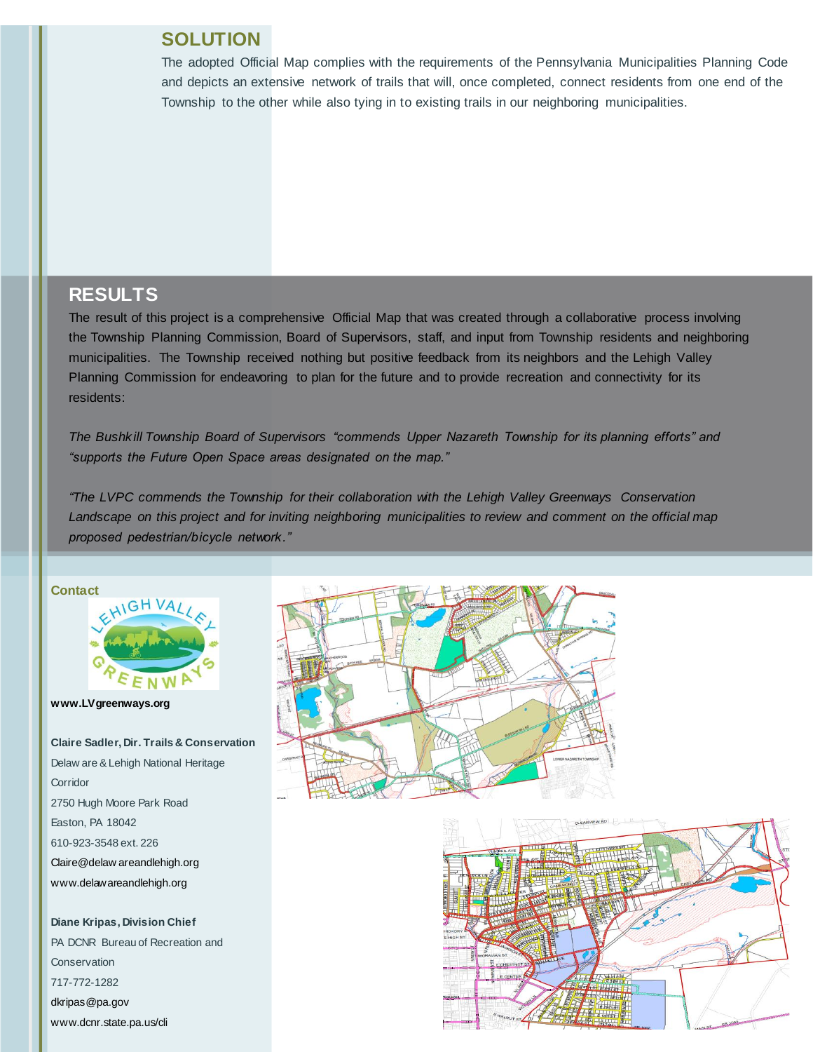## SOLUTION

The adopted Official Map complies with the requirements of the Pennsylvania Municipalities Planning Code and depicts an extensive network of trails that will, once completed, connect residents from one end of the Township to the other while also tying in to existing trails in our neighboring municipalities.

## RESULTS

The result of this project is a comprehensive Official Map that was created through a collaborative process involving the Township Planning Commission, Board of Supervisors, staff, and input from Township residents and neighboring municipalities. The Township received nothing but positive feedback from its neighbors and the Lehigh Valley Planning Commission for endeavoring to plan for the future and to provide recreation and connectivity for its residents:

*The Bushkill Township Board of Supervisors "commends Upper Nazareth Township for its planning efforts" and "supports the Future Open Space areas designated on the map."*

*"The LVPC commends the Township for their collaboration with the Lehigh Valley Greenways Conservation Landscape on this project and for inviting neighboring municipalities to review and comment on the official map proposed pedestrian/bicycle network."*

### Contact

**www.LVgreenways.org**

**Claire Sadler, Dir. Trails & Conservation**
Delaware & Lehigh National Heritage Corridor
2750 Hugh Moore Park Road
Easton, PA 18042
610-923-3548 ext. 226
Claire@delawareandlehigh.org
www.delawareandlehigh.org

**Diane Kripas, Division Chief**
PA DCNR Bureau of Recreation and Conservation
717-772-1282
dkripas@pa.gov
www.dcnr.state.pa.us/cli